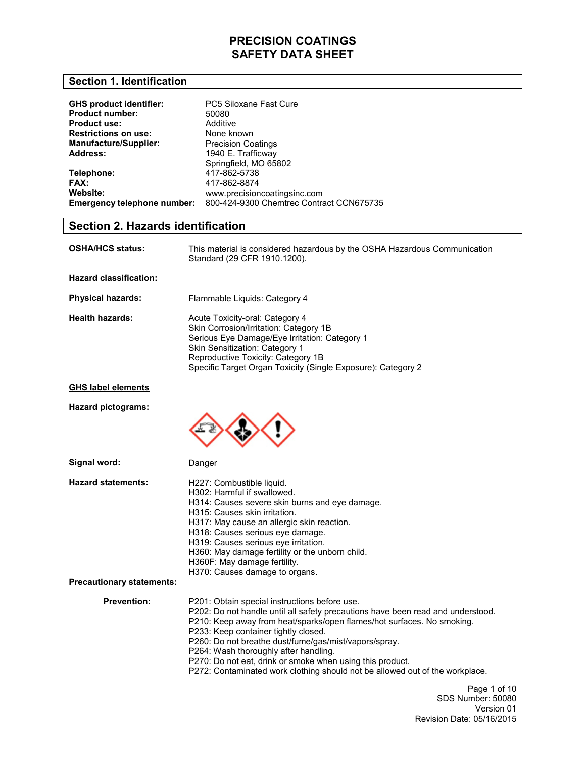# PRECISION COATINGS
# SAFETY DATA SHEET

## Section 1. Identification

**GHS product identifier:** PC5 Siloxane Fast Cure
**Product number:** 50080
**Product use:** Additive
**Restrictions on use:** None known
**Manufacture/Supplier:** Precision Coatings
**Address:** 1940 E. Trafficway
Springfield, MO 65802
**Telephone:** 417-862-5738
**FAX:** 417-862-8874
**Website:** www.precisioncoatingsinc.com
**Emergency telephone number:** 800-424-9300 Chemtrec Contract CCN675735

## Section 2. Hazards identification

**OSHA/HCS status:** This material is considered hazardous by the OSHA Hazardous Communication Standard (29 CFR 1910.1200).

**Hazard classification:**

**Physical hazards:** Flammable Liquids: Category 4

**Health hazards:**
Acute Toxicity-oral: Category 4
Skin Corrosion/Irritation: Category 1B
Serious Eye Damage/Eye Irritation: Category 1
Skin Sensitization: Category 1
Reproductive Toxicity: Category 1B
Specific Target Organ Toxicity (Single Exposure): Category 2

**GHS label elements**

**Hazard pictograms:**

**Signal word:** Danger

**Hazard statements:**
H227: Combustible liquid.
H302: Harmful if swallowed.
H314: Causes severe skin burns and eye damage.
H315: Causes skin irritation.
H317: May cause an allergic skin reaction.
H318: Causes serious eye damage.
H319: Causes serious eye irritation.
H360: May damage fertility or the unborn child.
H360F: May damage fertility.
H370: Causes damage to organs.

**Precautionary statements:**

**Prevention:**
P201: Obtain special instructions before use.
P202: Do not handle until all safety precautions have been read and understood.
P210: Keep away from heat/sparks/open flames/hot surfaces. No smoking.
P233: Keep container tightly closed.
P260: Do not breathe dust/fume/gas/mist/vapors/spray.
P264: Wash thoroughly after handling.
P270: Do not eat, drink or smoke when using this product.
P272: Contaminated work clothing should not be allowed out of the workplace.

SDS Number: 50080
Version 01
Revision Date: 05/16/2015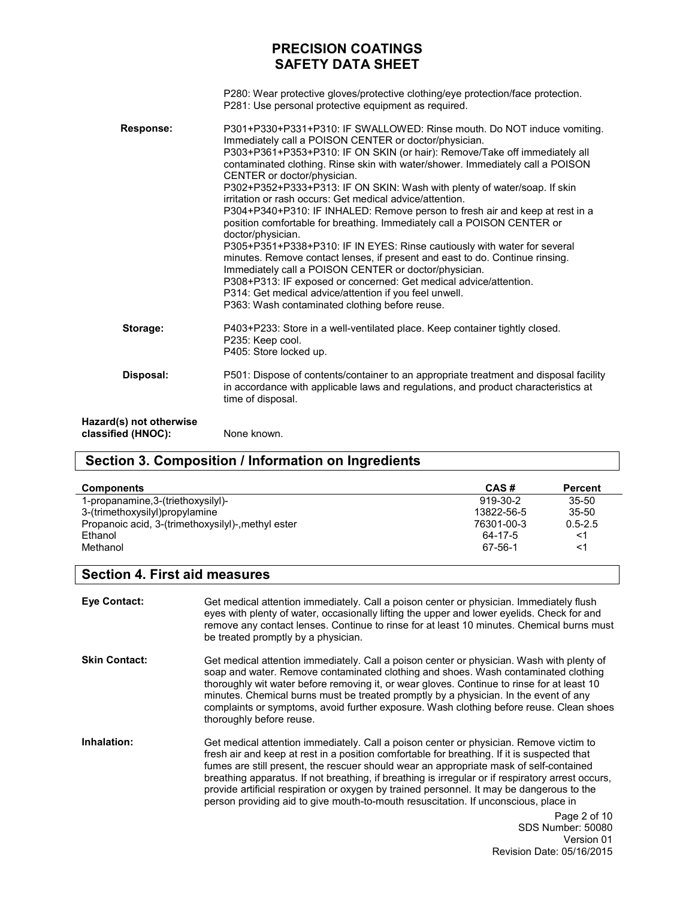P280: Wear protective gloves/protective clothing/eye protection/face protection.
P281: Use personal protective equipment as required.

**Response:**

P301+P330+P331+P310: IF SWALLOWED: Rinse mouth. Do NOT induce vomiting. Immediately call a POISON CENTER or doctor/physician.
P303+P361+P353+P310: IF ON SKIN (or hair): Remove/Take off immediately all contaminated clothing. Rinse skin with water/shower. Immediately call a POISON CENTER or doctor/physician.
P302+P352+P333+P313: IF ON SKIN: Wash with plenty of water/soap. If skin irritation or rash occurs: Get medical advice/attention.
P304+P340+P310: IF INHALED: Remove person to fresh air and keep at rest in a position comfortable for breathing. Immediately call a POISON CENTER or doctor/physician.
P305+P351+P338+P310: IF IN EYES: Rinse cautiously with water for several minutes. Remove contact lenses, if present and east to do. Continue rinsing. Immediately call a POISON CENTER or doctor/physician.
P308+P313: IF exposed or concerned: Get medical advice/attention.
P314: Get medical advice/attention if you feel unwell.
P363: Wash contaminated clothing before reuse.

**Storage:**

P403+P233: Store in a well-ventilated place. Keep container tightly closed.
P235: Keep cool.
P405: Store locked up.

**Disposal:**

P501: Dispose of contents/container to an appropriate treatment and disposal facility in accordance with applicable laws and regulations, and product characteristics at time of disposal.

**Hazard(s) not otherwise classified (HNOC):** None known.

## Section 3. Composition / Information on Ingredients

| Components | CAS # | Percent |
|---|---|---|
| 1-propanamine,3-(triethoxysilyl)- | 919-30-2 | 35-50 |
| 3-(trimethoxysilyl)propylamine | 13822-56-5 | 35-50 |
| Propanoic acid, 3-(trimethoxysilyl)-,methyl ester | 76301-00-3 | 0.5-2.5 |
| Ethanol | 64-17-5 | <1 |
| Methanol | 67-56-1 | <1 |

## Section 4. First aid measures

**Eye Contact:** Get medical attention immediately. Call a poison center or physician. Immediately flush eyes with plenty of water, occasionally lifting the upper and lower eyelids. Check for and remove any contact lenses. Continue to rinse for at least 10 minutes. Chemical burns must be treated promptly by a physician.

**Skin Contact:** Get medical attention immediately. Call a poison center or physician. Wash with plenty of soap and water. Remove contaminated clothing and shoes. Wash contaminated clothing thoroughly wit water before removing it, or wear gloves. Continue to rinse for at least 10 minutes. Chemical burns must be treated promptly by a physician. In the event of any complaints or symptoms, avoid further exposure. Wash clothing before reuse. Clean shoes thoroughly before reuse.

**Inhalation:** Get medical attention immediately. Call a poison center or physician. Remove victim to fresh air and keep at rest in a position comfortable for breathing. If it is suspected that fumes are still present, the rescuer should wear an appropriate mask of self-contained breathing apparatus. If not breathing, if breathing is irregular or if respiratory arrest occurs, provide artificial respiration or oxygen by trained personnel. It may be dangerous to the person providing aid to give mouth-to-mouth resuscitation. If unconscious, place in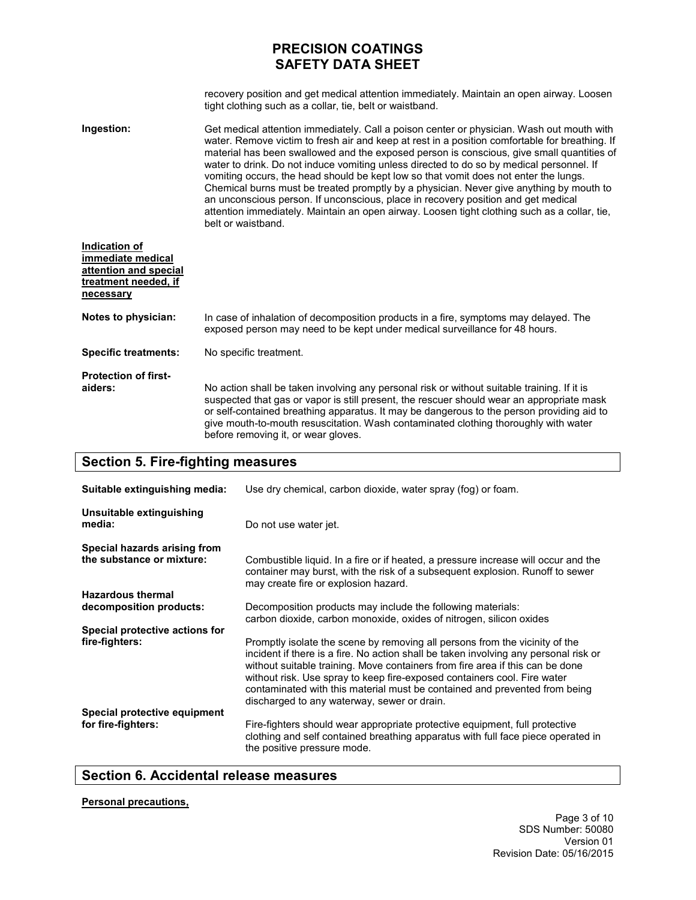recovery position and get medical attention immediately. Maintain an open airway. Loosen tight clothing such as a collar, tie, belt or waistband.

**Ingestion:** Get medical attention immediately. Call a poison center or physician. Wash out mouth with water. Remove victim to fresh air and keep at rest in a position comfortable for breathing. If material has been swallowed and the exposed person is conscious, give small quantities of water to drink. Do not induce vomiting unless directed to do so by medical personnel. If vomiting occurs, the head should be kept low so that vomit does not enter the lungs. Chemical burns must be treated promptly by a physician. Never give anything by mouth to an unconscious person. If unconscious, place in recovery position and get medical attention immediately. Maintain an open airway. Loosen tight clothing such as a collar, tie, belt or waistband.

**Indication of immediate medical attention and special treatment needed, if necessary**

**Notes to physician:** In case of inhalation of decomposition products in a fire, symptoms may delayed. The exposed person may need to be kept under medical surveillance for 48 hours.

**Specific treatments:** No specific treatment.

**Protection of first-aiders:** No action shall be taken involving any personal risk or without suitable training. If it is suspected that gas or vapor is still present, the rescuer should wear an appropriate mask or self-contained breathing apparatus. It may be dangerous to the person providing aid to give mouth-to-mouth resuscitation. Wash contaminated clothing thoroughly with water before removing it, or wear gloves.

## Section 5. Fire-fighting measures

**Suitable extinguishing media:** Use dry chemical, carbon dioxide, water spray (fog) or foam.

**Unsuitable extinguishing media:** Do not use water jet.

**Special hazards arising from the substance or mixture:** Combustible liquid. In a fire or if heated, a pressure increase will occur and the container may burst, with the risk of a subsequent explosion. Runoff to sewer may create fire or explosion hazard.

**Hazardous thermal decomposition products:** Decomposition products may include the following materials: carbon dioxide, carbon monoxide, oxides of nitrogen, silicon oxides

**Special protective actions for fire-fighters:** Promptly isolate the scene by removing all persons from the vicinity of the incident if there is a fire. No action shall be taken involving any personal risk or without suitable training. Move containers from fire area if this can be done without risk. Use spray to keep fire-exposed containers cool. Fire water contaminated with this material must be contained and prevented from being discharged to any waterway, sewer or drain.

**Special protective equipment for fire-fighters:** Fire-fighters should wear appropriate protective equipment, full protective clothing and self contained breathing apparatus with full face piece operated in the positive pressure mode.

## Section 6. Accidental release measures

**Personal precautions,**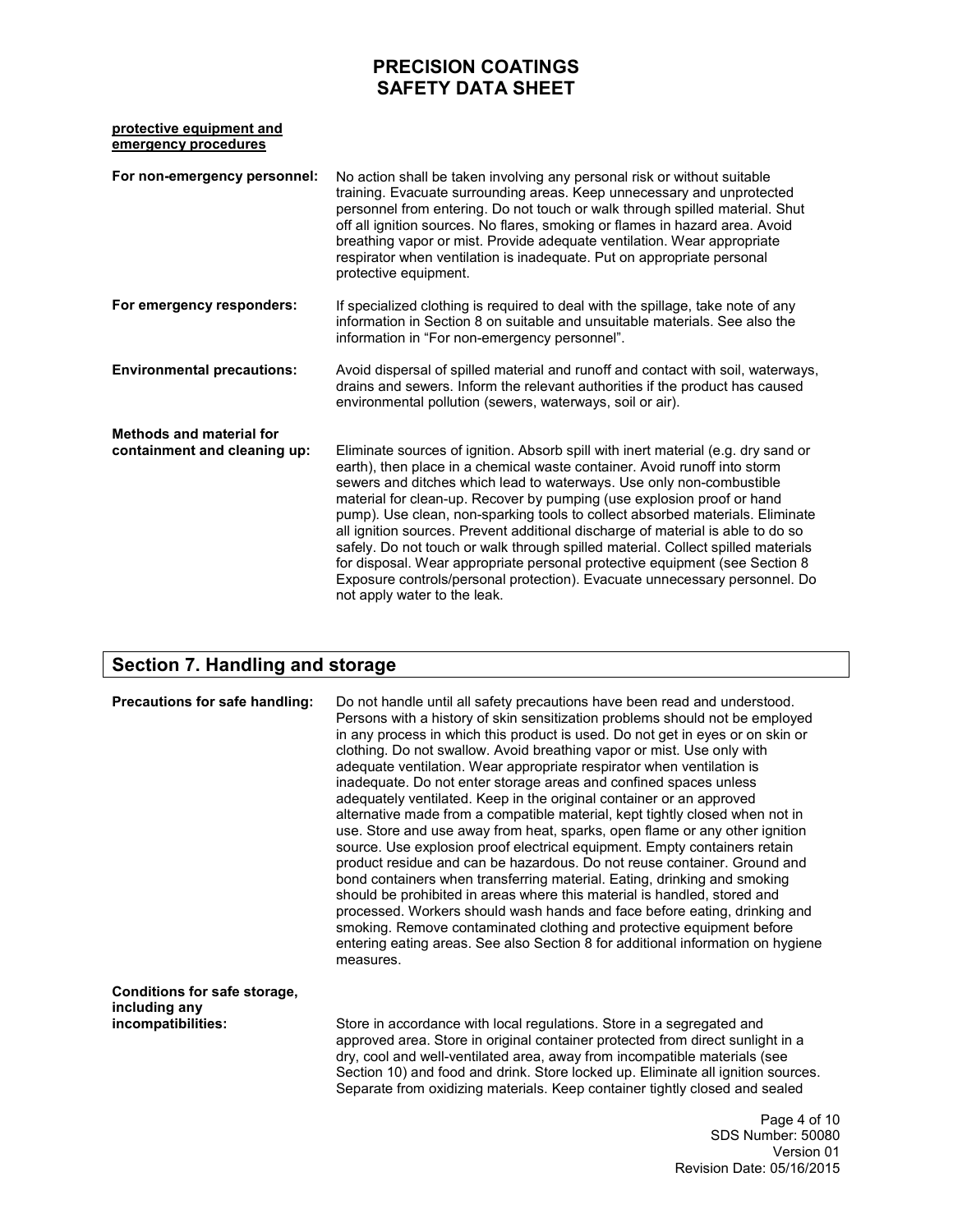**protective equipment and emergency procedures**

**For non-emergency personnel:** No action shall be taken involving any personal risk or without suitable training. Evacuate surrounding areas. Keep unnecessary and unprotected personnel from entering. Do not touch or walk through spilled material. Shut off all ignition sources. No flares, smoking or flames in hazard area. Avoid breathing vapor or mist. Provide adequate ventilation. Wear appropriate respirator when ventilation is inadequate. Put on appropriate personal protective equipment.

**For emergency responders:** If specialized clothing is required to deal with the spillage, take note of any information in Section 8 on suitable and unsuitable materials. See also the information in "For non-emergency personnel".

**Environmental precautions:** Avoid dispersal of spilled material and runoff and contact with soil, waterways, drains and sewers. Inform the relevant authorities if the product has caused environmental pollution (sewers, waterways, soil or air).

**Methods and material for containment and cleaning up:** Eliminate sources of ignition. Absorb spill with inert material (e.g. dry sand or earth), then place in a chemical waste container. Avoid runoff into storm sewers and ditches which lead to waterways. Use only non-combustible material for clean-up. Recover by pumping (use explosion proof or hand pump). Use clean, non-sparking tools to collect absorbed materials. Eliminate all ignition sources. Prevent additional discharge of material is able to do so safely. Do not touch or walk through spilled material. Collect spilled materials for disposal. Wear appropriate personal protective equipment (see Section 8 Exposure controls/personal protection). Evacuate unnecessary personnel. Do not apply water to the leak.

## Section 7. Handling and storage

**Precautions for safe handling:** Do not handle until all safety precautions have been read and understood. Persons with a history of skin sensitization problems should not be employed in any process in which this product is used. Do not get in eyes or on skin or clothing. Do not swallow. Avoid breathing vapor or mist. Use only with adequate ventilation. Wear appropriate respirator when ventilation is inadequate. Do not enter storage areas and confined spaces unless adequately ventilated. Keep in the original container or an approved alternative made from a compatible material, kept tightly closed when not in use. Store and use away from heat, sparks, open flame or any other ignition source. Use explosion proof electrical equipment. Empty containers retain product residue and can be hazardous. Do not reuse container. Ground and bond containers when transferring material. Eating, drinking and smoking should be prohibited in areas where this material is handled, stored and processed. Workers should wash hands and face before eating, drinking and smoking. Remove contaminated clothing and protective equipment before entering eating areas. See also Section 8 for additional information on hygiene measures.

**Conditions for safe storage, including any incompatibilities:** Store in accordance with local regulations. Store in a segregated and approved area. Store in original container protected from direct sunlight in a dry, cool and well-ventilated area, away from incompatible materials (see Section 10) and food and drink. Store locked up. Eliminate all ignition sources. Separate from oxidizing materials. Keep container tightly closed and sealed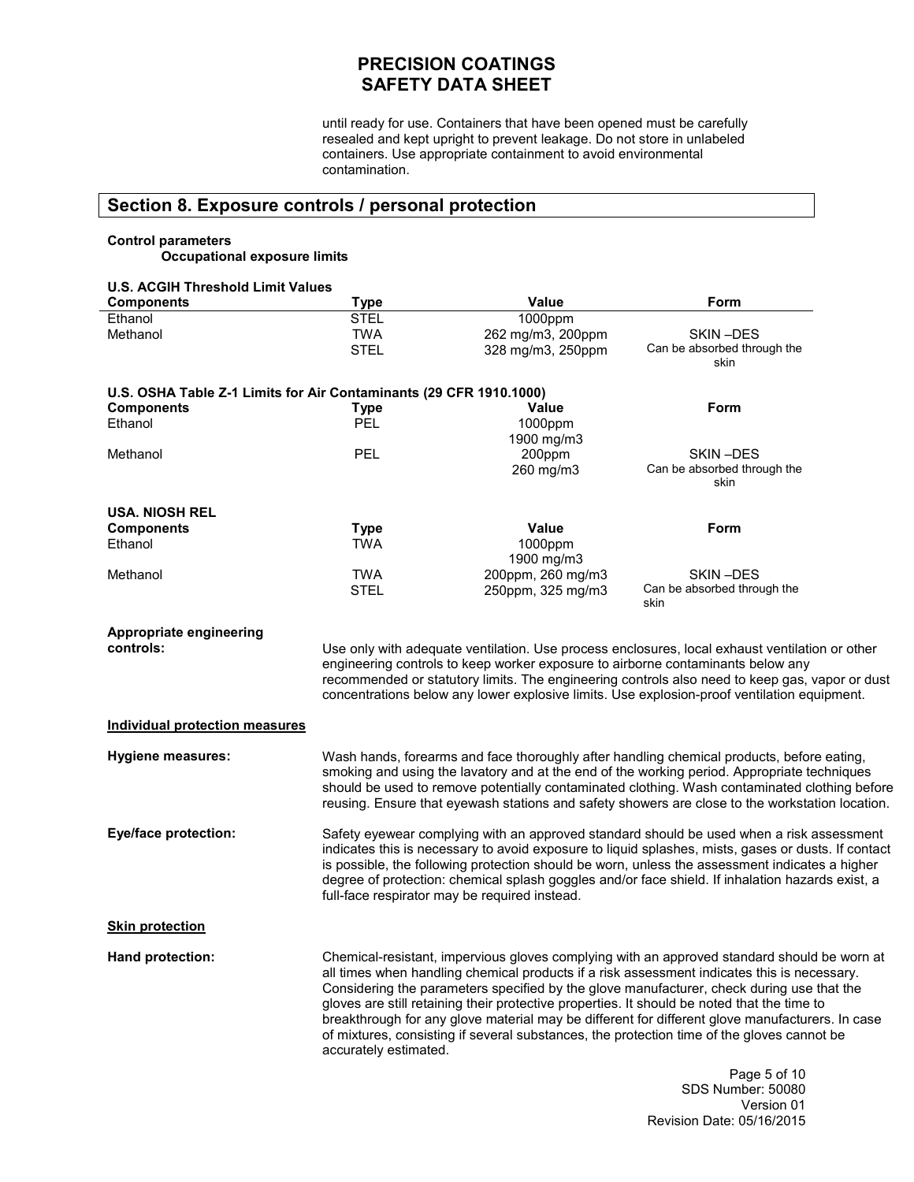until ready for use. Containers that have been opened must be carefully resealed and kept upright to prevent leakage. Do not store in unlabeled containers. Use appropriate containment to avoid environmental contamination.

## Section 8. Exposure controls / personal protection

**Control parameters**

**Occupational exposure limits**

**U.S. ACGIH Threshold Limit Values**

| Components | Type | Value | Form |
|---|---|---|---|
| Ethanol | STEL | 1000ppm | |
| Methanol | TWA | 262 mg/m3, 200ppm | SKIN –DES |
| | STEL | 328 mg/m3, 250ppm | Can be absorbed through the skin |

**U.S. OSHA Table Z-1 Limits for Air Contaminants (29 CFR 1910.1000)**

| Components | Type | Value | Form |
|---|---|---|---|
| Ethanol | PEL | 1000ppm<br>1900 mg/m3 | |
| Methanol | PEL | 200ppm<br>260 mg/m3 | SKIN –DES<br>Can be absorbed through the skin |

**USA. NIOSH REL**

| Components | Type | Value | Form |
|---|---|---|---|
| Ethanol | TWA | 1000ppm<br>1900 mg/m3 | |
| Methanol | TWA | 200ppm, 260 mg/m3 | SKIN –DES |
| | STEL | 250ppm, 325 mg/m3 | Can be absorbed through the skin |

**Appropriate engineering controls:** Use only with adequate ventilation. Use process enclosures, local exhaust ventilation or other engineering controls to keep worker exposure to airborne contaminants below any recommended or statutory limits. The engineering controls also need to keep gas, vapor or dust concentrations below any lower explosive limits. Use explosion-proof ventilation equipment.

**Individual protection measures**

**Hygiene measures:** Wash hands, forearms and face thoroughly after handling chemical products, before eating, smoking and using the lavatory and at the end of the working period. Appropriate techniques should be used to remove potentially contaminated clothing. Wash contaminated clothing before reusing. Ensure that eyewash stations and safety showers are close to the workstation location.

**Eye/face protection:** Safety eyewear complying with an approved standard should be used when a risk assessment indicates this is necessary to avoid exposure to liquid splashes, mists, gases or dusts. If contact is possible, the following protection should be worn, unless the assessment indicates a higher degree of protection: chemical splash goggles and/or face shield. If inhalation hazards exist, a full-face respirator may be required instead.

**Skin protection**

**Hand protection:** Chemical-resistant, impervious gloves complying with an approved standard should be worn at all times when handling chemical products if a risk assessment indicates this is necessary. Considering the parameters specified by the glove manufacturer, check during use that the gloves are still retaining their protective properties. It should be noted that the time to breakthrough for any glove material may be different for different glove manufacturers. In case of mixtures, consisting if several substances, the protection time of the gloves cannot be accurately estimated.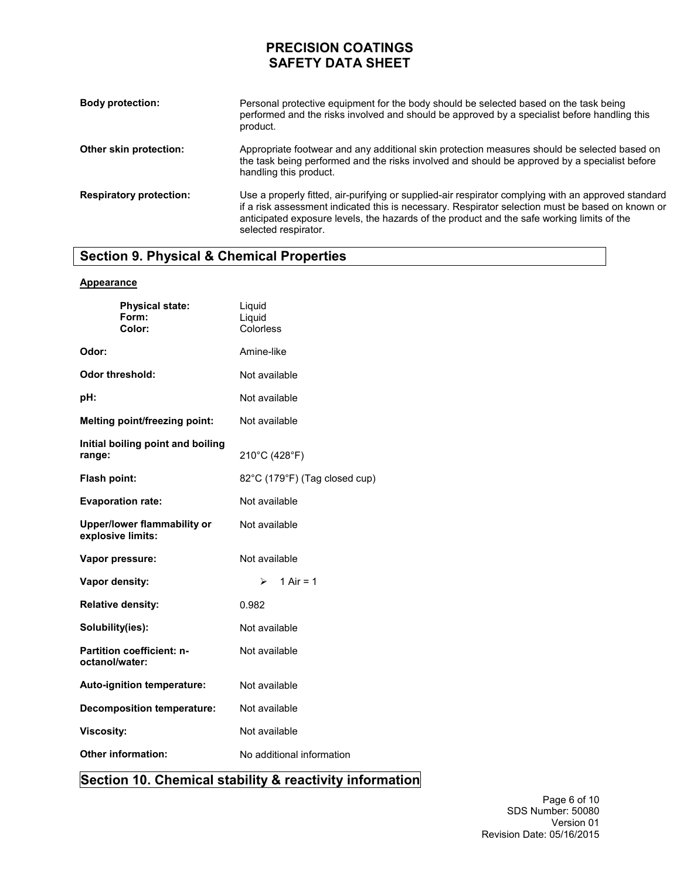**Body protection:** Personal protective equipment for the body should be selected based on the task being performed and the risks involved and should be approved by a specialist before handling this product.

**Other skin protection:** Appropriate footwear and any additional skin protection measures should be selected based on the task being performed and the risks involved and should be approved by a specialist before handling this product.

**Respiratory protection:** Use a properly fitted, air-purifying or supplied-air respirator complying with an approved standard if a risk assessment indicated this is necessary. Respirator selection must be based on known or anticipated exposure levels, the hazards of the product and the safe working limits of the selected respirator.

## Section 9. Physical & Chemical Properties

**Appearance**

| | |
|---|---|
| **Physical state:** | Liquid |
| **Form:** | Liquid |
| **Color:** | Colorless |
| **Odor:** | Amine-like |
| **Odor threshold:** | Not available |
| **pH:** | Not available |
| **Melting point/freezing point:** | Not available |
| **Initial boiling point and boiling range:** | 210°C (428°F) |
| **Flash point:** | 82°C (179°F) (Tag closed cup) |
| **Evaporation rate:** | Not available |
| **Upper/lower flammability or explosive limits:** | Not available |
| **Vapor pressure:** | Not available |
| **Vapor density:** | ➢ 1 Air = 1 |
| **Relative density:** | 0.982 |
| **Solubility(ies):** | Not available |
| **Partition coefficient: n-octanol/water:** | Not available |
| **Auto-ignition temperature:** | Not available |
| **Decomposition temperature:** | Not available |
| **Viscosity:** | Not available |
| **Other information:** | No additional information |

## Section 10. Chemical stability & reactivity information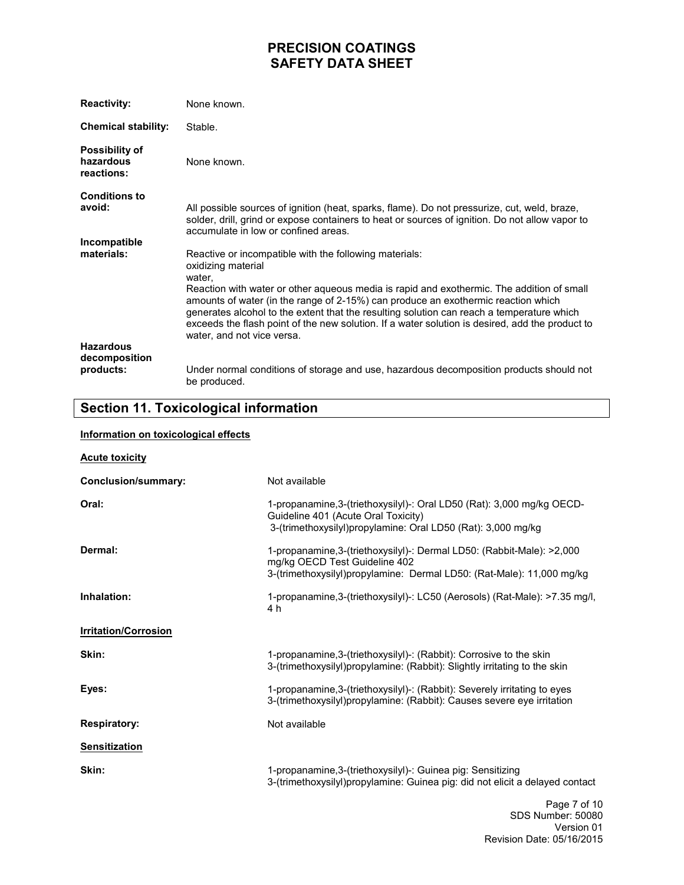**Reactivity:** None known.

**Chemical stability:** Stable.

**Possibility of hazardous reactions:** None known.

**Conditions to avoid:** All possible sources of ignition (heat, sparks, flame). Do not pressurize, cut, weld, braze, solder, drill, grind or expose containers to heat or sources of ignition. Do not allow vapor to accumulate in low or confined areas.

**Incompatible materials:** Reactive or incompatible with the following materials:
oxidizing material
water,
Reaction with water or other aqueous media is rapid and exothermic. The addition of small amounts of water (in the range of 2-15%) can produce an exothermic reaction which generates alcohol to the extent that the resulting solution can reach a temperature which exceeds the flash point of the new solution. If a water solution is desired, add the product to water, and not vice versa.

**Hazardous decomposition products:** Under normal conditions of storage and use, hazardous decomposition products should not be produced.

## Section 11. Toxicological information

**Information on toxicological effects**

**Acute toxicity**

**Conclusion/summary:** Not available

**Oral:** 1-propanamine,3-(triethoxysilyl)-: Oral LD50 (Rat): 3,000 mg/kg OECD-Guideline 401 (Acute Oral Toxicity)
3-(trimethoxysilyl)propylamine: Oral LD50 (Rat): 3,000 mg/kg

**Dermal:** 1-propanamine,3-(triethoxysilyl)-: Dermal LD50: (Rabbit-Male): >2,000 mg/kg OECD Test Guideline 402
3-(trimethoxysilyl)propylamine: Dermal LD50: (Rat-Male): 11,000 mg/kg

**Inhalation:** 1-propanamine,3-(triethoxysilyl)-: LC50 (Aerosols) (Rat-Male): >7.35 mg/l, 4 h

**Irritation/Corrosion**

**Skin:** 1-propanamine,3-(triethoxysilyl)-: (Rabbit): Corrosive to the skin
3-(trimethoxysilyl)propylamine: (Rabbit): Slightly irritating to the skin

**Eyes:** 1-propanamine,3-(triethoxysilyl)-: (Rabbit): Severely irritating to eyes
3-(trimethoxysilyl)propylamine: (Rabbit): Causes severe eye irritation

**Respiratory:** Not available

**Sensitization**

**Skin:** 1-propanamine,3-(triethoxysilyl)-: Guinea pig: Sensitizing
3-(trimethoxysilyl)propylamine: Guinea pig: did not elicit a delayed contact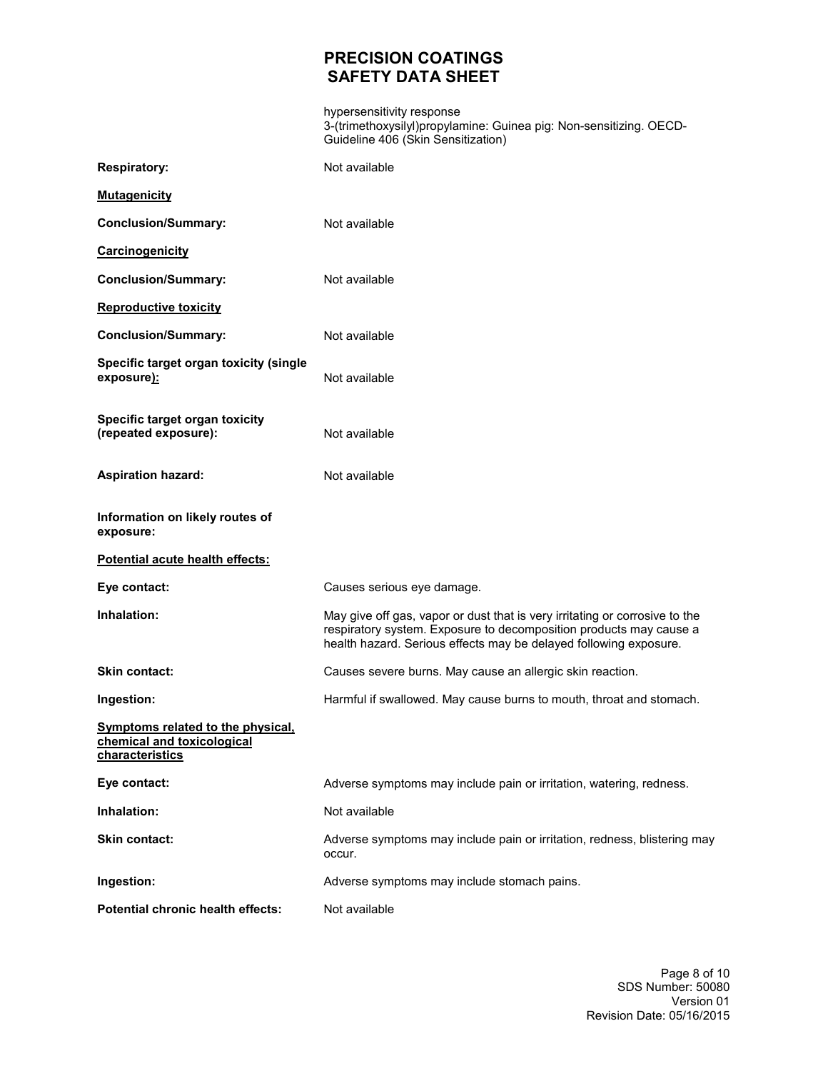hypersensitivity response
3-(trimethoxysilyl)propylamine: Guinea pig: Non-sensitizing. OECD-Guideline 406 (Skin Sensitization)

**Respiratory:** Not available

**Mutagenicity**

**Conclusion/Summary:** Not available

**Carcinogenicity**

**Conclusion/Summary:** Not available

**Reproductive toxicity**

**Conclusion/Summary:** Not available

**Specific target organ toxicity (single exposure):** Not available

**Specific target organ toxicity (repeated exposure):** Not available

**Aspiration hazard:** Not available

**Information on likely routes of exposure:**

**Potential acute health effects:**

**Eye contact:** Causes serious eye damage.

**Inhalation:** May give off gas, vapor or dust that is very irritating or corrosive to the respiratory system. Exposure to decomposition products may cause a health hazard. Serious effects may be delayed following exposure.

**Skin contact:** Causes severe burns. May cause an allergic skin reaction.

**Ingestion:** Harmful if swallowed. May cause burns to mouth, throat and stomach.

**Symptoms related to the physical, chemical and toxicological characteristics**

**Eye contact:** Adverse symptoms may include pain or irritation, watering, redness.

**Inhalation:** Not available

**Skin contact:** Adverse symptoms may include pain or irritation, redness, blistering may occur.

**Ingestion:** Adverse symptoms may include stomach pains.

**Potential chronic health effects:** Not available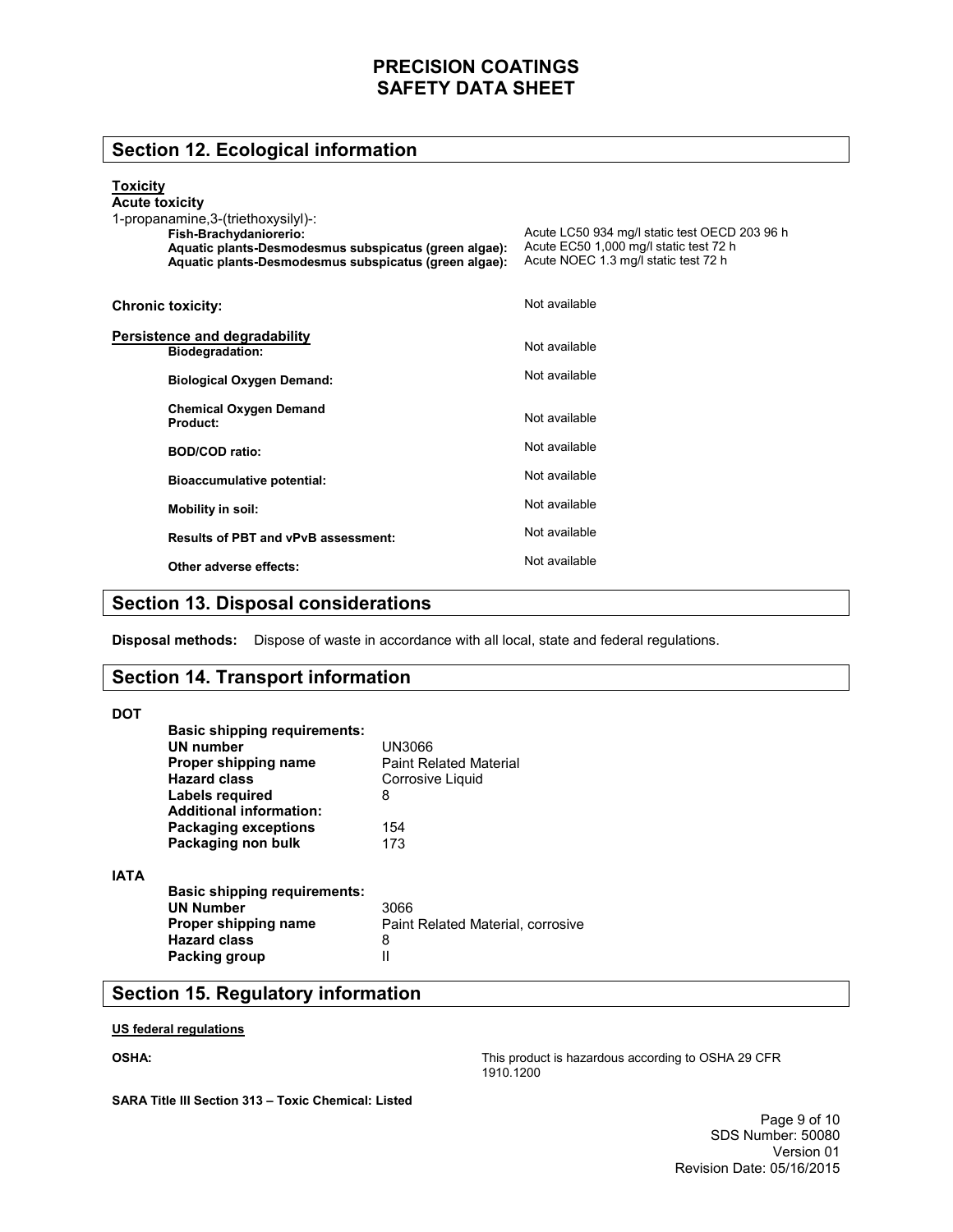## Section 12. Ecological information

**Toxicity**

**Acute toxicity**

1-propanamine,3-(triethoxysilyl)-:

| | |
|---|---|
| **Fish-Brachydaniorerio:** | Acute LC50 934 mg/l static test OECD 203 96 h |
| **Aquatic plants-Desmodesmus subspicatus (green algae):** | Acute EC50 1,000 mg/l static test 72 h |
| **Aquatic plants-Desmodesmus subspicatus (green algae):** | Acute NOEC 1.3 mg/l static test 72 h |

**Chronic toxicity:** Not available

**Persistence and degradability**

| | |
|---|---|
| **Biodegradation:** | Not available |
| **Biological Oxygen Demand:** | Not available |
| **Chemical Oxygen Demand Product:** | Not available |
| **BOD/COD ratio:** | Not available |
| **Bioaccumulative potential:** | Not available |
| **Mobility in soil:** | Not available |
| **Results of PBT and vPvB assessment:** | Not available |
| **Other adverse effects:** | Not available |

## Section 13. Disposal considerations

**Disposal methods:** Dispose of waste in accordance with all local, state and federal regulations.

## Section 14. Transport information

**DOT**

**Basic shipping requirements:**

| | |
|---|---|
| **UN number** | UN3066 |
| **Proper shipping name** | Paint Related Material |
| **Hazard class** | Corrosive Liquid |
| **Labels required** | 8 |
| **Additional information:** | |
| **Packaging exceptions** | 154 |
| **Packaging non bulk** | 173 |

**IATA**

**Basic shipping requirements:**

| | |
|---|---|
| **UN Number** | 3066 |
| **Proper shipping name** | Paint Related Material, corrosive |
| **Hazard class** | 8 |
| **Packing group** | II |

## Section 15. Regulatory information

**US federal regulations**

**OSHA:** This product is hazardous according to OSHA 29 CFR 1910.1200

**SARA Title III Section 313 – Toxic Chemical: Listed**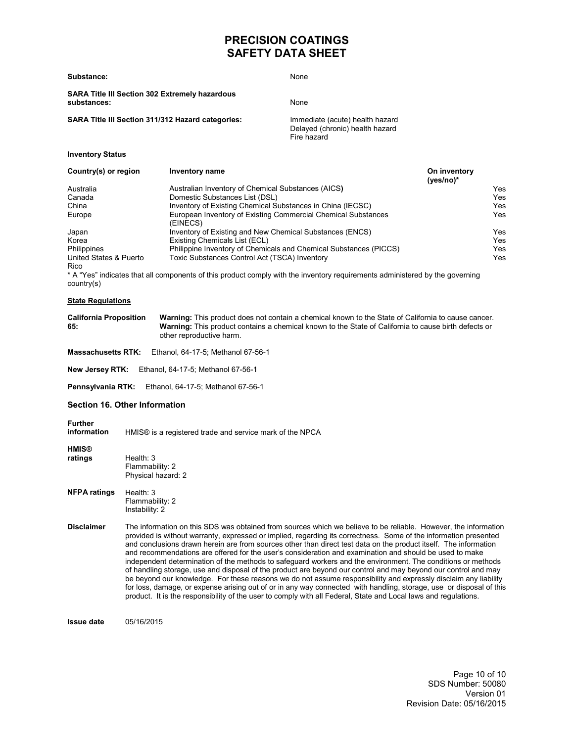# PRECISION COATINGS
# SAFETY DATA SHEET

**Substance:** None

**SARA Title III Section 302 Extremely hazardous substances:** None

**SARA Title III Section 311/312 Hazard categories:** Immediate (acute) health hazard
Delayed (chronic) health hazard
Fire hazard

**Inventory Status**

| Country(s) or region | Inventory name | On inventory (yes/no)* |
|---|---|---|
| Australia | Australian Inventory of Chemical Substances (AICS) | Yes |
| Canada | Domestic Substances List (DSL) | Yes |
| China | Inventory of Existing Chemical Substances in China (IECSC) | Yes |
| Europe | European Inventory of Existing Commercial Chemical Substances (EINECS) | Yes |
| Japan | Inventory of Existing and New Chemical Substances (ENCS) | Yes |
| Korea | Existing Chemicals List (ECL) | Yes |
| Philippines | Philippine Inventory of Chemicals and Chemical Substances (PICCS) | Yes |
| United States & Puerto Rico | Toxic Substances Control Act (TSCA) Inventory | Yes |

* A "Yes" indicates that all components of this product comply with the inventory requirements administered by the governing country(s)

**State Regulations**

**California Proposition 65:** **Warning:** This product does not contain a chemical known to the State of California to cause cancer. **Warning:** This product contains a chemical known to the State of California to cause birth defects or other reproductive harm.

**Massachusetts RTK:** Ethanol, 64-17-5; Methanol 67-56-1

**New Jersey RTK:** Ethanol, 64-17-5; Methanol 67-56-1

**Pennsylvania RTK:** Ethanol, 64-17-5; Methanol 67-56-1

## Section 16. Other Information

**Further information** HMIS® is a registered trade and service mark of the NPCA

**HMIS® ratings**
Health: 3
Flammability: 2
Physical hazard: 2

**NFPA ratings**
Health: 3
Flammability: 2
Instability: 2

**Disclaimer** The information on this SDS was obtained from sources which we believe to be reliable. However, the information provided is without warranty, expressed or implied, regarding its correctness. Some of the information presented and conclusions drawn herein are from sources other than direct test data on the product itself. The information and recommendations are offered for the user's consideration and examination and should be used to make independent determination of the methods to safeguard workers and the environment. The conditions or methods of handling storage, use and disposal of the product are beyond our control and may beyond our control and may be beyond our knowledge. For these reasons we do not assume responsibility and expressly disclaim any liability for loss, damage, or expense arising out of or in any way connected with handling, storage, use or disposal of this product. It is the responsibility of the user to comply with all Federal, State and Local laws and regulations.

**Issue date** 05/16/2015

SDS Number: 50080
Version 01
Revision Date: 05/16/2015